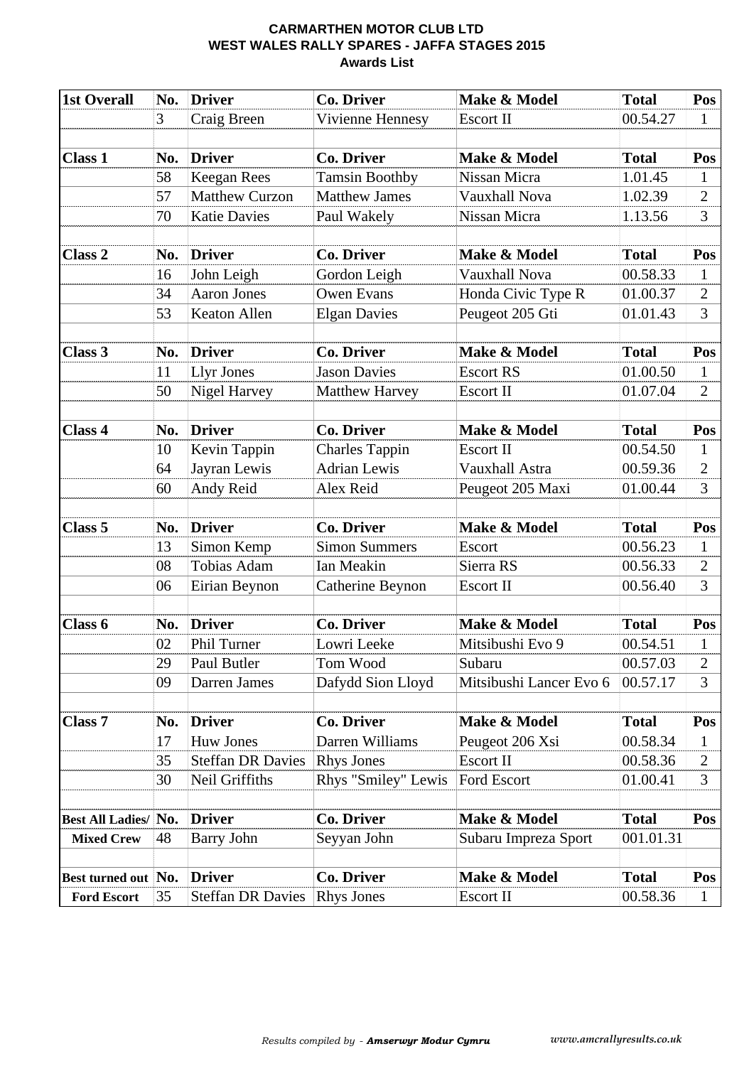**CARMARTHEN MOTOR CLUB LTD**
**WEST WALES RALLY SPARES - JAFFA STAGES 2015**
**Awards List**

| **1st Overall** | **No.** | **Driver** | **Co. Driver** | **Make & Model** | **Total** | **Pos** |
|---|---|---|---|---|---|---|
| | 3 | Craig Breen | Vivienne Hennesy | Escort II | 00.54.27 | 1 |
| | | | | | | |
| **Class 1** | **No.** | **Driver** | **Co. Driver** | **Make & Model** | **Total** | **Pos** |
| | 58 | Keegan Rees | Tamsin Boothby | Nissan Micra | 1.01.45 | 1 |
| | 57 | Matthew Curzon | Matthew James | Vauxhall Nova | 1.02.39 | 2 |
| | 70 | Katie Davies | Paul Wakely | Nissan Micra | 1.13.56 | 3 |
| | | | | | | |
| **Class 2** | **No.** | **Driver** | **Co. Driver** | **Make & Model** | **Total** | **Pos** |
| | 16 | John Leigh | Gordon Leigh | Vauxhall Nova | 00.58.33 | 1 |
| | 34 | Aaron Jones | Owen Evans | Honda Civic Type R | 01.00.37 | 2 |
| | 53 | Keaton Allen | Elgan Davies | Peugeot 205 Gti | 01.01.43 | 3 |
| | | | | | | |
| **Class 3** | **No.** | **Driver** | **Co. Driver** | **Make & Model** | **Total** | **Pos** |
| | 11 | Llyr Jones | Jason Davies | Escort RS | 01.00.50 | 1 |
| | 50 | Nigel Harvey | Matthew Harvey | Escort II | 01.07.04 | 2 |
| | | | | | | |
| **Class 4** | **No.** | **Driver** | **Co. Driver** | **Make & Model** | **Total** | **Pos** |
| | 10 | Kevin Tappin | Charles Tappin | Escort II | 00.54.50 | 1 |
| | 64 | Jayran Lewis | Adrian Lewis | Vauxhall Astra | 00.59.36 | 2 |
| | 60 | Andy Reid | Alex Reid | Peugeot 205 Maxi | 01.00.44 | 3 |
| | | | | | | |
| **Class 5** | **No.** | **Driver** | **Co. Driver** | **Make & Model** | **Total** | **Pos** |
| | 13 | Simon Kemp | Simon Summers | Escort | 00.56.23 | 1 |
| | 08 | Tobias Adam | Ian Meakin | Sierra RS | 00.56.33 | 2 |
| | 06 | Eirian Beynon | Catherine Beynon | Escort II | 00.56.40 | 3 |
| | | | | | | |
| **Class 6** | **No.** | **Driver** | **Co. Driver** | **Make & Model** | **Total** | **Pos** |
| | 02 | Phil Turner | Lowri Leeke | Mitsibushi Evo 9 | 00.54.51 | 1 |
| | 29 | Paul Butler | Tom Wood | Subaru | 00.57.03 | 2 |
| | 09 | Darren James | Dafydd Sion Lloyd | Mitsibushi Lancer Evo 6 | 00.57.17 | 3 |
| | | | | | | |
| **Class 7** | **No.** | **Driver** | **Co. Driver** | **Make & Model** | **Total** | **Pos** |
| | 17 | Huw Jones | Darren Williams | Peugeot 206 Xsi | 00.58.34 | 1 |
| | 35 | Steffan DR Davies | Rhys Jones | Escort II | 00.58.36 | 2 |
| | 30 | Neil Griffiths | Rhys "Smiley" Lewis | Ford Escort | 01.00.41 | 3 |
| | | | | | | |
| **Best All Ladies/** | **No.** | **Driver** | **Co. Driver** | **Make & Model** | **Total** | **Pos** |
| **Mixed Crew** | 48 | Barry John | Seyyan John | Subaru Impreza Sport | 001.01.31 | |
| | | | | | | |
| **Best turned out** | **No.** | **Driver** | **Co. Driver** | **Make & Model** | **Total** | **Pos** |
| **Ford Escort** | 35 | Steffan DR Davies | Rhys Jones | Escort II | 00.58.36 | 1 |

*Results compiled by - **Amserwyr Modur Cymru*** *www.amcrallyresults.co.uk*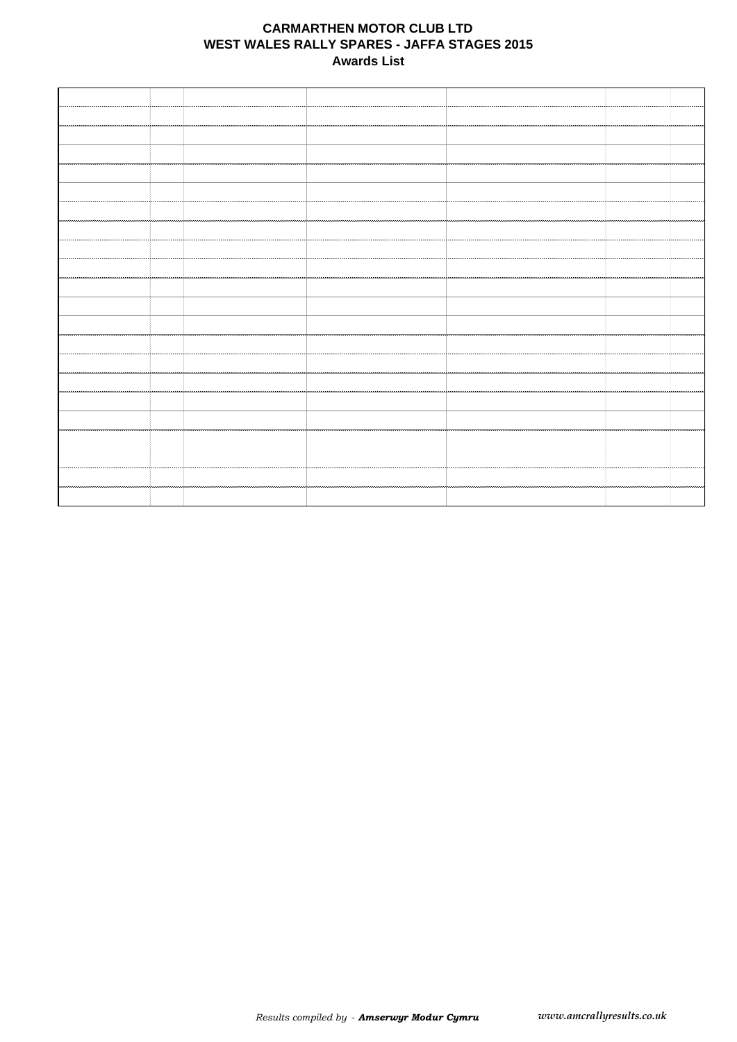**CARMARTHEN MOTOR CLUB LTD**
**WEST WALES RALLY SPARES - JAFFA STAGES 2015**
**Awards List**

*Results compiled by - **Amserwyr Modur Cymru*** *www.amcrallyresults.co.uk*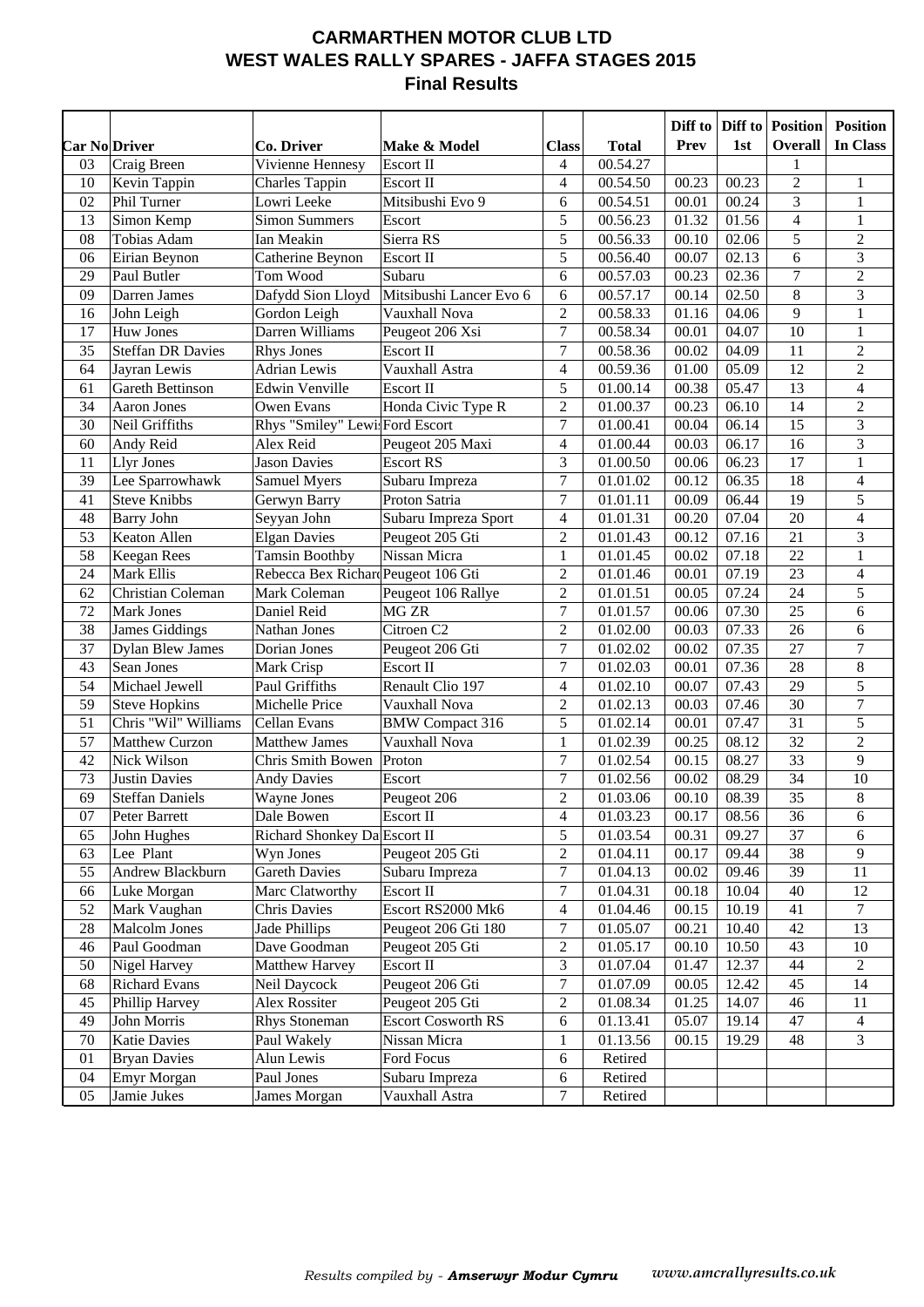# CARMARTHEN MOTOR CLUB LTD
## WEST WALES RALLY SPARES - JAFFA STAGES 2015
### Final Results

| Car No | Driver | Co. Driver | Make & Model | Class | Total | Diff to Prev | Diff to 1st | Position Overall | Position In Class |
|---|---|---|---|---|---|---|---|---|---|
| 03 | Craig Breen | Vivienne Hennesy | Escort II | 4 | 00.54.27 | | | 1 | |
| 10 | Kevin Tappin | Charles Tappin | Escort II | 4 | 00.54.50 | 00.23 | 00.23 | 2 | 1 |
| 02 | Phil Turner | Lowri Leeke | Mitsibushi Evo 9 | 6 | 00.54.51 | 00.01 | 00.24 | 3 | 1 |
| 13 | Simon Kemp | Simon Summers | Escort | 5 | 00.56.23 | 01.32 | 01.56 | 4 | 1 |
| 08 | Tobias Adam | Ian Meakin | Sierra RS | 5 | 00.56.33 | 00.10 | 02.06 | 5 | 2 |
| 06 | Eirian Beynon | Catherine Beynon | Escort II | 5 | 00.56.40 | 00.07 | 02.13 | 6 | 3 |
| 29 | Paul Butler | Tom Wood | Subaru | 6 | 00.57.03 | 00.23 | 02.36 | 7 | 2 |
| 09 | Darren James | Dafydd Sion Lloyd | Mitsibushi Lancer Evo 6 | 6 | 00.57.17 | 00.14 | 02.50 | 8 | 3 |
| 16 | John Leigh | Gordon Leigh | Vauxhall Nova | 2 | 00.58.33 | 01.16 | 04.06 | 9 | 1 |
| 17 | Huw Jones | Darren Williams | Peugeot 206 Xsi | 7 | 00.58.34 | 00.01 | 04.07 | 10 | 1 |
| 35 | Steffan DR Davies | Rhys Jones | Escort II | 7 | 00.58.36 | 00.02 | 04.09 | 11 | 2 |
| 64 | Jayran Lewis | Adrian Lewis | Vauxhall Astra | 4 | 00.59.36 | 01.00 | 05.09 | 12 | 2 |
| 61 | Gareth Bettinson | Edwin Venville | Escort II | 5 | 01.00.14 | 00.38 | 05.47 | 13 | 4 |
| 34 | Aaron Jones | Owen Evans | Honda Civic Type R | 2 | 01.00.37 | 00.23 | 06.10 | 14 | 2 |
| 30 | Neil Griffiths | Rhys "Smiley" Lewis | Ford Escort | 7 | 01.00.41 | 00.04 | 06.14 | 15 | 3 |
| 60 | Andy Reid | Alex Reid | Peugeot 205 Maxi | 4 | 01.00.44 | 00.03 | 06.17 | 16 | 3 |
| 11 | Llyr Jones | Jason Davies | Escort RS | 3 | 01.00.50 | 00.06 | 06.23 | 17 | 1 |
| 39 | Lee Sparrowhawk | Samuel Myers | Subaru Impreza | 7 | 01.01.02 | 00.12 | 06.35 | 18 | 4 |
| 41 | Steve Knibbs | Gerwyn Barry | Proton Satria | 7 | 01.01.11 | 00.09 | 06.44 | 19 | 5 |
| 48 | Barry John | Seyyan John | Subaru Impreza Sport | 4 | 01.01.31 | 00.20 | 07.04 | 20 | 4 |
| 53 | Keaton Allen | Elgan Davies | Peugeot 205 Gti | 2 | 01.01.43 | 00.12 | 07.16 | 21 | 3 |
| 58 | Keegan Rees | Tamsin Boothby | Nissan Micra | 1 | 01.01.45 | 00.02 | 07.18 | 22 | 1 |
| 24 | Mark Ellis | Rebecca Bex Richard | Peugeot 106 Gti | 2 | 01.01.46 | 00.01 | 07.19 | 23 | 4 |
| 62 | Christian Coleman | Mark Coleman | Peugeot 106 Rallye | 2 | 01.01.51 | 00.05 | 07.24 | 24 | 5 |
| 72 | Mark Jones | Daniel Reid | MG ZR | 7 | 01.01.57 | 00.06 | 07.30 | 25 | 6 |
| 38 | James Giddings | Nathan Jones | Citroen C2 | 2 | 01.02.00 | 00.03 | 07.33 | 26 | 6 |
| 37 | Dylan Blew James | Dorian Jones | Peugeot 206 Gti | 7 | 01.02.02 | 00.02 | 07.35 | 27 | 7 |
| 43 | Sean Jones | Mark Crisp | Escort II | 7 | 01.02.03 | 00.01 | 07.36 | 28 | 8 |
| 54 | Michael Jewell | Paul Griffiths | Renault Clio 197 | 4 | 01.02.10 | 00.07 | 07.43 | 29 | 5 |
| 59 | Steve Hopkins | Michelle Price | Vauxhall Nova | 2 | 01.02.13 | 00.03 | 07.46 | 30 | 7 |
| 51 | Chris "Wil" Williams | Cellan Evans | BMW Compact 316 | 5 | 01.02.14 | 00.01 | 07.47 | 31 | 5 |
| 57 | Matthew Curzon | Matthew James | Vauxhall Nova | 1 | 01.02.39 | 00.25 | 08.12 | 32 | 2 |
| 42 | Nick Wilson | Chris Smith Bowen | Proton | 7 | 01.02.54 | 00.15 | 08.27 | 33 | 9 |
| 73 | Justin Davies | Andy Davies | Escort | 7 | 01.02.56 | 00.02 | 08.29 | 34 | 10 |
| 69 | Steffan Daniels | Wayne Jones | Peugeot 206 | 2 | 01.03.06 | 00.10 | 08.39 | 35 | 8 |
| 07 | Peter Barrett | Dale Bowen | Escort II | 4 | 01.03.23 | 00.17 | 08.56 | 36 | 6 |
| 65 | John Hughes | Richard Shonkey Da | Escort II | 5 | 01.03.54 | 00.31 | 09.27 | 37 | 6 |
| 63 | Lee Plant | Wyn Jones | Peugeot 205 Gti | 2 | 01.04.11 | 00.17 | 09.44 | 38 | 9 |
| 55 | Andrew Blackburn | Gareth Davies | Subaru Impreza | 7 | 01.04.13 | 00.02 | 09.46 | 39 | 11 |
| 66 | Luke Morgan | Marc Clatworthy | Escort II | 7 | 01.04.31 | 00.18 | 10.04 | 40 | 12 |
| 52 | Mark Vaughan | Chris Davies | Escort RS2000 Mk6 | 4 | 01.04.46 | 00.15 | 10.19 | 41 | 7 |
| 28 | Malcolm Jones | Jade Phillips | Peugeot 206 Gti 180 | 7 | 01.05.07 | 00.21 | 10.40 | 42 | 13 |
| 46 | Paul Goodman | Dave Goodman | Peugeot 205 Gti | 2 | 01.05.17 | 00.10 | 10.50 | 43 | 10 |
| 50 | Nigel Harvey | Matthew Harvey | Escort II | 3 | 01.07.04 | 01.47 | 12.37 | 44 | 2 |
| 68 | Richard Evans | Neil Daycock | Peugeot 206 Gti | 7 | 01.07.09 | 00.05 | 12.42 | 45 | 14 |
| 45 | Phillip Harvey | Alex Rossiter | Peugeot 205 Gti | 2 | 01.08.34 | 01.25 | 14.07 | 46 | 11 |
| 49 | John Morris | Rhys Stoneman | Escort Cosworth RS | 6 | 01.13.41 | 05.07 | 19.14 | 47 | 4 |
| 70 | Katie Davies | Paul Wakely | Nissan Micra | 1 | 01.13.56 | 00.15 | 19.29 | 48 | 3 |
| 01 | Bryan Davies | Alun Lewis | Ford Focus | 6 | Retired | | | | |
| 04 | Emyr Morgan | Paul Jones | Subaru Impreza | 6 | Retired | | | | |
| 05 | Jamie Jukes | James Morgan | Vauxhall Astra | 7 | Retired | | | | |

*Results compiled by - **Amserwyr Modur Cymru*** *www.amcrallyresults.co.uk*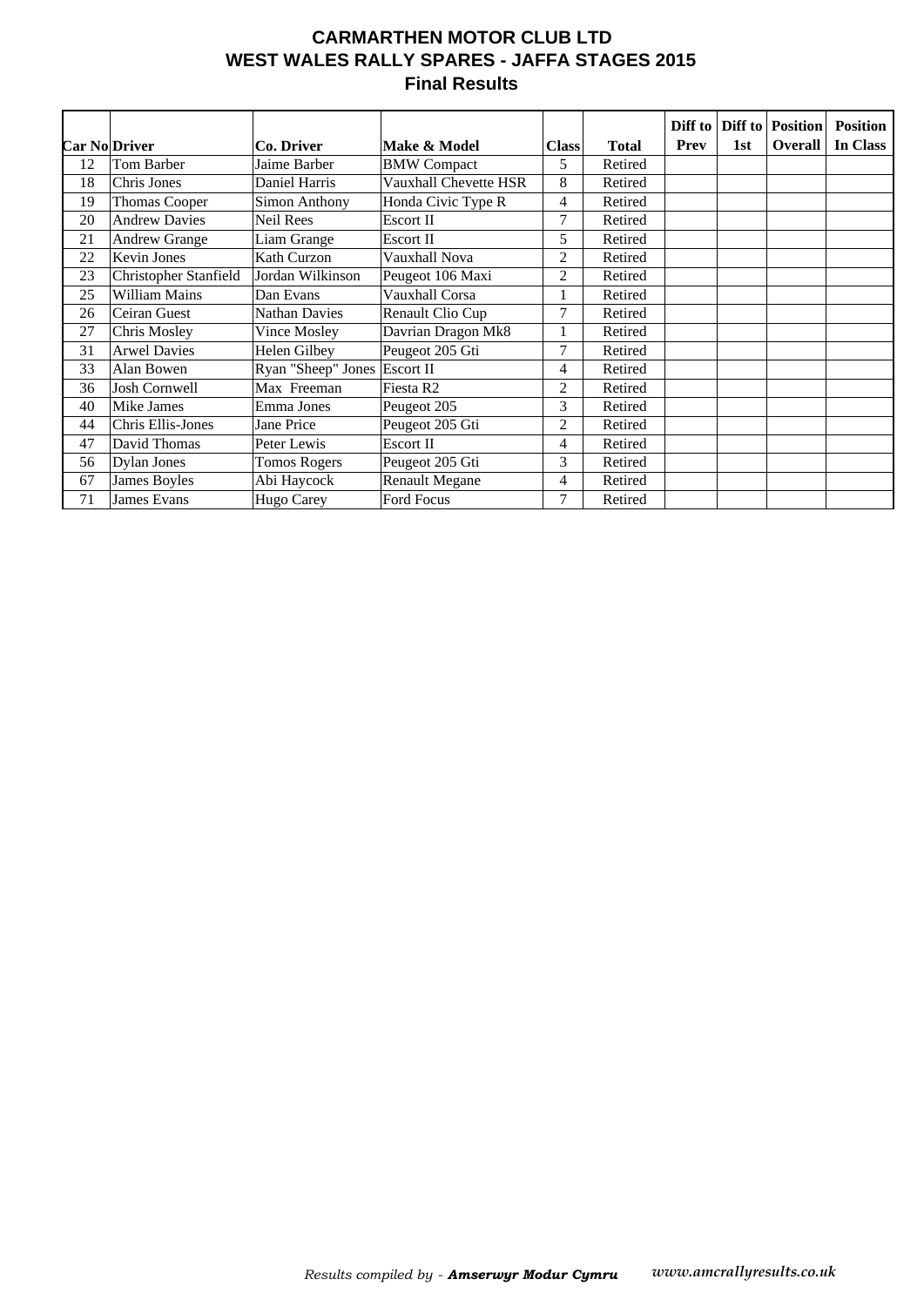# CARMARTHEN MOTOR CLUB LTD
## WEST WALES RALLY SPARES - JAFFA STAGES 2015
### Final Results

| Car No | Driver | Co. Driver | Make & Model | Class | Total | Diff to Prev | Diff to 1st | Position Overall | Position In Class |
|---|---|---|---|---|---|---|---|---|---|
| 12 | Tom Barber | Jaime Barber | BMW Compact | 5 | Retired | | | | |
| 18 | Chris Jones | Daniel Harris | Vauxhall Chevette HSR | 8 | Retired | | | | |
| 19 | Thomas Cooper | Simon Anthony | Honda Civic Type R | 4 | Retired | | | | |
| 20 | Andrew Davies | Neil Rees | Escort II | 7 | Retired | | | | |
| 21 | Andrew Grange | Liam Grange | Escort II | 5 | Retired | | | | |
| 22 | Kevin Jones | Kath Curzon | Vauxhall Nova | 2 | Retired | | | | |
| 23 | Christopher Stanfield | Jordan Wilkinson | Peugeot 106 Maxi | 2 | Retired | | | | |
| 25 | William Mains | Dan Evans | Vauxhall Corsa | 1 | Retired | | | | |
| 26 | Ceiran Guest | Nathan Davies | Renault Clio Cup | 7 | Retired | | | | |
| 27 | Chris Mosley | Vince Mosley | Davrian Dragon Mk8 | 1 | Retired | | | | |
| 31 | Arwel Davies | Helen Gilbey | Peugeot 205 Gti | 7 | Retired | | | | |
| 33 | Alan Bowen | Ryan "Sheep" Jones | Escort II | 4 | Retired | | | | |
| 36 | Josh Cornwell | Max Freeman | Fiesta R2 | 2 | Retired | | | | |
| 40 | Mike James | Emma Jones | Peugeot 205 | 3 | Retired | | | | |
| 44 | Chris Ellis-Jones | Jane Price | Peugeot 205 Gti | 2 | Retired | | | | |
| 47 | David Thomas | Peter Lewis | Escort II | 4 | Retired | | | | |
| 56 | Dylan Jones | Tomos Rogers | Peugeot 205 Gti | 3 | Retired | | | | |
| 67 | James Boyles | Abi Haycock | Renault Megane | 4 | Retired | | | | |
| 71 | James Evans | Hugo Carey | Ford Focus | 7 | Retired | | | | |

*Results compiled by - **Amserwyr Modur Cymru*** *www.amcrallyresults.co.uk*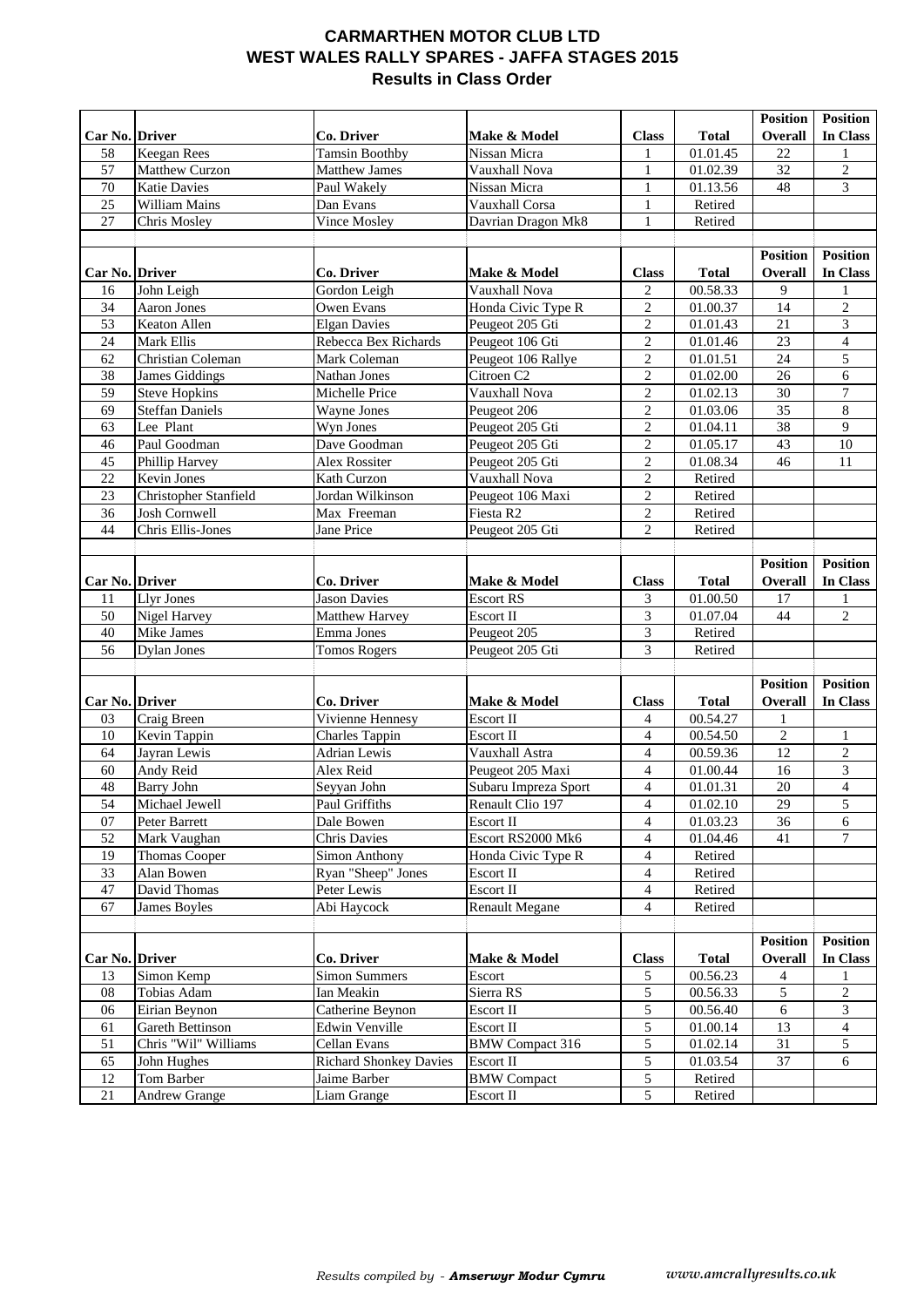# CARMARTHEN MOTOR CLUB LTD
## WEST WALES RALLY SPARES - JAFFA STAGES 2015
### Results in Class Order

| Car No. | Driver | Co. Driver | Make & Model | Class | Total | Position Overall | Position In Class |
|---|---|---|---|---|---|---|---|
| 58 | Keegan Rees | Tamsin Boothby | Nissan Micra | 1 | 01.01.45 | 22 | 1 |
| 57 | Matthew Curzon | Matthew James | Vauxhall Nova | 1 | 01.02.39 | 32 | 2 |
| 70 | Katie Davies | Paul Wakely | Nissan Micra | 1 | 01.13.56 | 48 | 3 |
| 25 | William Mains | Dan Evans | Vauxhall Corsa | 1 | Retired | | |
| 27 | Chris Mosley | Vince Mosley | Davrian Dragon Mk8 | 1 | Retired | | |

| Car No. | Driver | Co. Driver | Make & Model | Class | Total | Position Overall | Position In Class |
|---|---|---|---|---|---|---|---|
| 16 | John Leigh | Gordon Leigh | Vauxhall Nova | 2 | 00.58.33 | 9 | 1 |
| 34 | Aaron Jones | Owen Evans | Honda Civic Type R | 2 | 01.00.37 | 14 | 2 |
| 53 | Keaton Allen | Elgan Davies | Peugeot 205 Gti | 2 | 01.01.43 | 21 | 3 |
| 24 | Mark Ellis | Rebecca Bex Richards | Peugeot 106 Gti | 2 | 01.01.46 | 23 | 4 |
| 62 | Christian Coleman | Mark Coleman | Peugeot 106 Rallye | 2 | 01.01.51 | 24 | 5 |
| 38 | James Giddings | Nathan Jones | Citroen C2 | 2 | 01.02.00 | 26 | 6 |
| 59 | Steve Hopkins | Michelle Price | Vauxhall Nova | 2 | 01.02.13 | 30 | 7 |
| 69 | Steffan Daniels | Wayne Jones | Peugeot 206 | 2 | 01.03.06 | 35 | 8 |
| 63 | Lee Plant | Wyn Jones | Peugeot 205 Gti | 2 | 01.04.11 | 38 | 9 |
| 46 | Paul Goodman | Dave Goodman | Peugeot 205 Gti | 2 | 01.05.17 | 43 | 10 |
| 45 | Phillip Harvey | Alex Rossiter | Peugeot 205 Gti | 2 | 01.08.34 | 46 | 11 |
| 22 | Kevin Jones | Kath Curzon | Vauxhall Nova | 2 | Retired | | |
| 23 | Christopher Stanfield | Jordan Wilkinson | Peugeot 106 Maxi | 2 | Retired | | |
| 36 | Josh Cornwell | Max Freeman | Fiesta R2 | 2 | Retired | | |
| 44 | Chris Ellis-Jones | Jane Price | Peugeot 205 Gti | 2 | Retired | | |

| Car No. | Driver | Co. Driver | Make & Model | Class | Total | Position Overall | Position In Class |
|---|---|---|---|---|---|---|---|
| 11 | Llyr Jones | Jason Davies | Escort RS | 3 | 01.00.50 | 17 | 1 |
| 50 | Nigel Harvey | Matthew Harvey | Escort II | 3 | 01.07.04 | 44 | 2 |
| 40 | Mike James | Emma Jones | Peugeot 205 | 3 | Retired | | |
| 56 | Dylan Jones | Tomos Rogers | Peugeot 205 Gti | 3 | Retired | | |

| Car No. | Driver | Co. Driver | Make & Model | Class | Total | Position Overall | Position In Class |
|---|---|---|---|---|---|---|---|
| 03 | Craig Breen | Vivienne Hennesy | Escort II | 4 | 00.54.27 | 1 | |
| 10 | Kevin Tappin | Charles Tappin | Escort II | 4 | 00.54.50 | 2 | 1 |
| 64 | Jayran Lewis | Adrian Lewis | Vauxhall Astra | 4 | 00.59.36 | 12 | 2 |
| 60 | Andy Reid | Alex Reid | Peugeot 205 Maxi | 4 | 01.00.44 | 16 | 3 |
| 48 | Barry John | Seyyan John | Subaru Impreza Sport | 4 | 01.01.31 | 20 | 4 |
| 54 | Michael Jewell | Paul Griffiths | Renault Clio 197 | 4 | 01.02.10 | 29 | 5 |
| 07 | Peter Barrett | Dale Bowen | Escort II | 4 | 01.03.23 | 36 | 6 |
| 52 | Mark Vaughan | Chris Davies | Escort RS2000 Mk6 | 4 | 01.04.46 | 41 | 7 |
| 19 | Thomas Cooper | Simon Anthony | Honda Civic Type R | 4 | Retired | | |
| 33 | Alan Bowen | Ryan "Sheep" Jones | Escort II | 4 | Retired | | |
| 47 | David Thomas | Peter Lewis | Escort II | 4 | Retired | | |
| 67 | James Boyles | Abi Haycock | Renault Megane | 4 | Retired | | |

| Car No. | Driver | Co. Driver | Make & Model | Class | Total | Position Overall | Position In Class |
|---|---|---|---|---|---|---|---|
| 13 | Simon Kemp | Simon Summers | Escort | 5 | 00.56.23 | 4 | 1 |
| 08 | Tobias Adam | Ian Meakin | Sierra RS | 5 | 00.56.33 | 5 | 2 |
| 06 | Eirian Beynon | Catherine Beynon | Escort II | 5 | 00.56.40 | 6 | 3 |
| 61 | Gareth Bettinson | Edwin Venville | Escort II | 5 | 01.00.14 | 13 | 4 |
| 51 | Chris "Wil" Williams | Cellan Evans | BMW Compact 316 | 5 | 01.02.14 | 31 | 5 |
| 65 | John Hughes | Richard Shonkey Davies | Escort II | 5 | 01.03.54 | 37 | 6 |
| 12 | Tom Barber | Jaime Barber | BMW Compact | 5 | Retired | | |
| 21 | Andrew Grange | Liam Grange | Escort II | 5 | Retired | | |

*Results compiled by - **Amserwyr Modur Cymru*** *www.amcrallyresults.co.uk*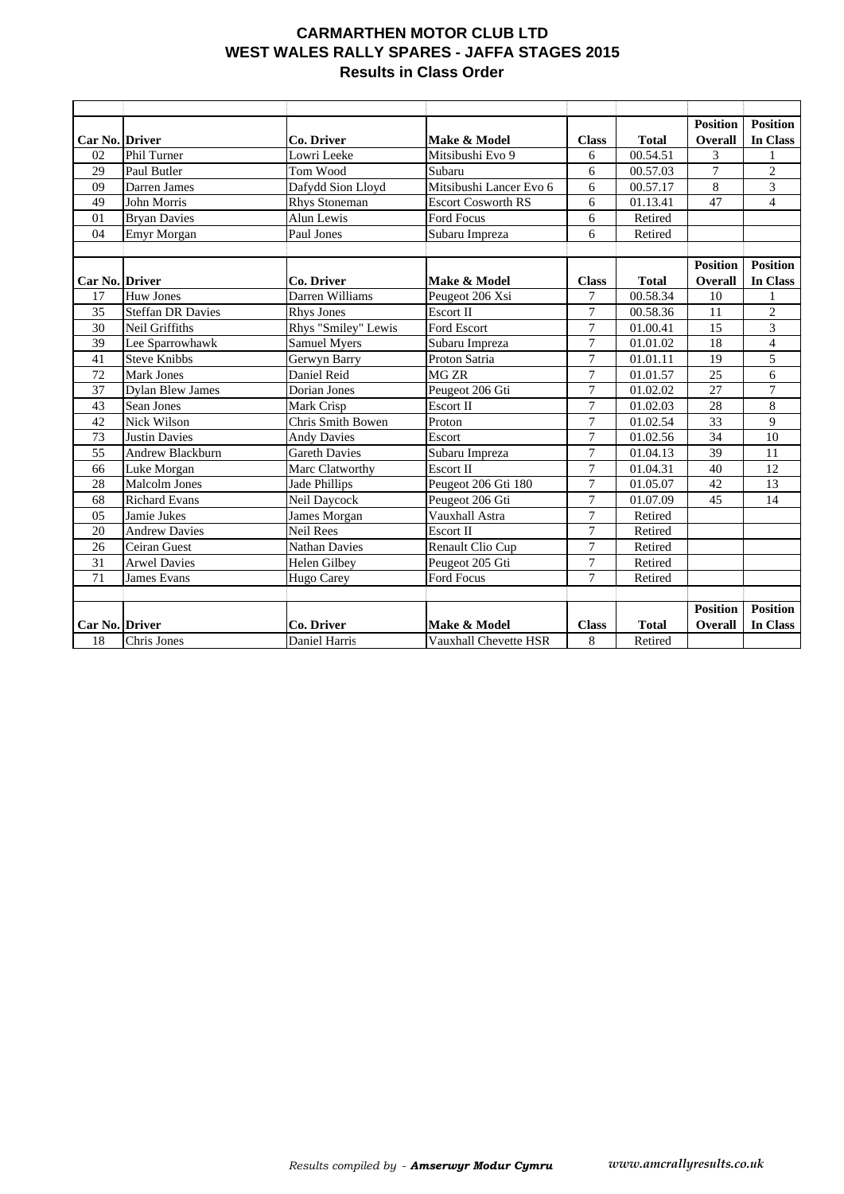# CARMARTHEN MOTOR CLUB LTD
## WEST WALES RALLY SPARES - JAFFA STAGES 2015
### Results in Class Order

| Car No. | Driver | Co. Driver | Make & Model | Class | Total | Position Overall | Position In Class |
|---|---|---|---|---|---|---|---|
| 02 | Phil Turner | Lowri Leeke | Mitsibushi Evo 9 | 6 | 00.54.51 | 3 | 1 |
| 29 | Paul Butler | Tom Wood | Subaru | 6 | 00.57.03 | 7 | 2 |
| 09 | Darren James | Dafydd Sion Lloyd | Mitsibushi Lancer Evo 6 | 6 | 00.57.17 | 8 | 3 |
| 49 | John Morris | Rhys Stoneman | Escort Cosworth RS | 6 | 01.13.41 | 47 | 4 |
| 01 | Bryan Davies | Alun Lewis | Ford Focus | 6 | Retired | | |
| 04 | Emyr Morgan | Paul Jones | Subaru Impreza | 6 | Retired | | |

| Car No. | Driver | Co. Driver | Make & Model | Class | Total | Position Overall | Position In Class |
|---|---|---|---|---|---|---|---|
| 17 | Huw Jones | Darren Williams | Peugeot 206 Xsi | 7 | 00.58.34 | 10 | 1 |
| 35 | Steffan DR Davies | Rhys Jones | Escort II | 7 | 00.58.36 | 11 | 2 |
| 30 | Neil Griffiths | Rhys "Smiley" Lewis | Ford Escort | 7 | 01.00.41 | 15 | 3 |
| 39 | Lee Sparrowhawk | Samuel Myers | Subaru Impreza | 7 | 01.01.02 | 18 | 4 |
| 41 | Steve Knibbs | Gerwyn Barry | Proton Satria | 7 | 01.01.11 | 19 | 5 |
| 72 | Mark Jones | Daniel Reid | MG ZR | 7 | 01.01.57 | 25 | 6 |
| 37 | Dylan Blew James | Dorian Jones | Peugeot 206 Gti | 7 | 01.02.02 | 27 | 7 |
| 43 | Sean Jones | Mark Crisp | Escort II | 7 | 01.02.03 | 28 | 8 |
| 42 | Nick Wilson | Chris Smith Bowen | Proton | 7 | 01.02.54 | 33 | 9 |
| 73 | Justin Davies | Andy Davies | Escort | 7 | 01.02.56 | 34 | 10 |
| 55 | Andrew Blackburn | Gareth Davies | Subaru Impreza | 7 | 01.04.13 | 39 | 11 |
| 66 | Luke Morgan | Marc Clatworthy | Escort II | 7 | 01.04.31 | 40 | 12 |
| 28 | Malcolm Jones | Jade Phillips | Peugeot 206 Gti 180 | 7 | 01.05.07 | 42 | 13 |
| 68 | Richard Evans | Neil Daycock | Peugeot 206 Gti | 7 | 01.07.09 | 45 | 14 |
| 05 | Jamie Jukes | James Morgan | Vauxhall Astra | 7 | Retired | | |
| 20 | Andrew Davies | Neil Rees | Escort II | 7 | Retired | | |
| 26 | Ceiran Guest | Nathan Davies | Renault Clio Cup | 7 | Retired | | |
| 31 | Arwel Davies | Helen Gilbey | Peugeot 205 Gti | 7 | Retired | | |
| 71 | James Evans | Hugo Carey | Ford Focus | 7 | Retired | | |

| Car No. | Driver | Co. Driver | Make & Model | Class | Total | Position Overall | Position In Class |
|---|---|---|---|---|---|---|---|
| 18 | Chris Jones | Daniel Harris | Vauxhall Chevette HSR | 8 | Retired | | |

*Results compiled by - **Amserwyr Modur Cymru*** *www.amcrallyresults.co.uk*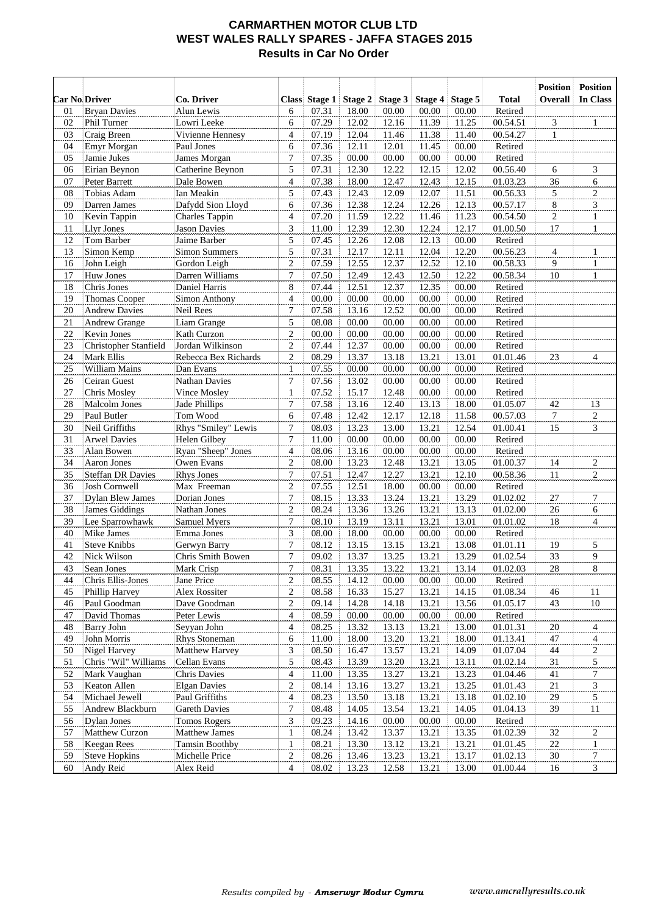# CARMARTHEN MOTOR CLUB LTD
## WEST WALES RALLY SPARES - JAFFA STAGES 2015
### Results in Car No Order

| Car No | Driver | Co. Driver | Class | Stage 1 | Stage 2 | Stage 3 | Stage 4 | Stage 5 | Total | Position Overall | Position In Class |
|---|---|---|---|---|---|---|---|---|---|---|---|
| 01 | Bryan Davies | Alun Lewis | 6 | 07.31 | 18.00 | 00.00 | 00.00 | 00.00 | Retired | | |
| 02 | Phil Turner | Lowri Leeke | 6 | 07.29 | 12.02 | 12.16 | 11.39 | 11.25 | 00.54.51 | 3 | 1 |
| 03 | Craig Breen | Vivienne Hennesy | 4 | 07.19 | 12.04 | 11.46 | 11.38 | 11.40 | 00.54.27 | 1 | |
| 04 | Emyr Morgan | Paul Jones | 6 | 07.36 | 12.11 | 12.01 | 11.45 | 00.00 | Retired | | |
| 05 | Jamie Jukes | James Morgan | 7 | 07.35 | 00.00 | 00.00 | 00.00 | 00.00 | Retired | | |
| 06 | Eirian Beynon | Catherine Beynon | 5 | 07.31 | 12.30 | 12.22 | 12.15 | 12.02 | 00.56.40 | 6 | 3 |
| 07 | Peter Barrett | Dale Bowen | 4 | 07.38 | 18.00 | 12.47 | 12.43 | 12.15 | 01.03.23 | 36 | 6 |
| 08 | Tobias Adam | Ian Meakin | 5 | 07.43 | 12.43 | 12.09 | 12.07 | 11.51 | 00.56.33 | 5 | 2 |
| 09 | Darren James | Dafydd Sion Lloyd | 6 | 07.36 | 12.38 | 12.24 | 12.26 | 12.13 | 00.57.17 | 8 | 3 |
| 10 | Kevin Tappin | Charles Tappin | 4 | 07.20 | 11.59 | 12.22 | 11.46 | 11.23 | 00.54.50 | 2 | 1 |
| 11 | Llyr Jones | Jason Davies | 3 | 11.00 | 12.39 | 12.30 | 12.24 | 12.17 | 01.00.50 | 17 | 1 |
| 12 | Tom Barber | Jaime Barber | 5 | 07.45 | 12.26 | 12.08 | 12.13 | 00.00 | Retired | | |
| 13 | Simon Kemp | Simon Summers | 5 | 07.31 | 12.17 | 12.11 | 12.04 | 12.20 | 00.56.23 | 4 | 1 |
| 16 | John Leigh | Gordon Leigh | 2 | 07.59 | 12.55 | 12.37 | 12.52 | 12.10 | 00.58.33 | 9 | 1 |
| 17 | Huw Jones | Darren Williams | 7 | 07.50 | 12.49 | 12.43 | 12.50 | 12.22 | 00.58.34 | 10 | 1 |
| 18 | Chris Jones | Daniel Harris | 8 | 07.44 | 12.51 | 12.37 | 12.35 | 00.00 | Retired | | |
| 19 | Thomas Cooper | Simon Anthony | 4 | 00.00 | 00.00 | 00.00 | 00.00 | 00.00 | Retired | | |
| 20 | Andrew Davies | Neil Rees | 7 | 07.58 | 13.16 | 12.52 | 00.00 | 00.00 | Retired | | |
| 21 | Andrew Grange | Liam Grange | 5 | 08.08 | 00.00 | 00.00 | 00.00 | 00.00 | Retired | | |
| 22 | Kevin Jones | Kath Curzon | 2 | 00.00 | 00.00 | 00.00 | 00.00 | 00.00 | Retired | | |
| 23 | Christopher Stanfield | Jordan Wilkinson | 2 | 07.44 | 12.37 | 00.00 | 00.00 | 00.00 | Retired | | |
| 24 | Mark Ellis | Rebecca Bex Richards | 2 | 08.29 | 13.37 | 13.18 | 13.21 | 13.01 | 01.01.46 | 23 | 4 |
| 25 | William Mains | Dan Evans | 1 | 07.55 | 00.00 | 00.00 | 00.00 | 00.00 | Retired | | |
| 26 | Ceiran Guest | Nathan Davies | 7 | 07.56 | 13.02 | 00.00 | 00.00 | 00.00 | Retired | | |
| 27 | Chris Mosley | Vince Mosley | 1 | 07.52 | 15.17 | 12.48 | 00.00 | 00.00 | Retired | | |
| 28 | Malcolm Jones | Jade Phillips | 7 | 07.58 | 13.16 | 12.40 | 13.13 | 18.00 | 01.05.07 | 42 | 13 |
| 29 | Paul Butler | Tom Wood | 6 | 07.48 | 12.42 | 12.17 | 12.18 | 11.58 | 00.57.03 | 7 | 2 |
| 30 | Neil Griffiths | Rhys "Smiley" Lewis | 7 | 08.03 | 13.23 | 13.00 | 13.21 | 12.54 | 01.00.41 | 15 | 3 |
| 31 | Arwel Davies | Helen Gilbey | 7 | 11.00 | 00.00 | 00.00 | 00.00 | 00.00 | Retired | | |
| 33 | Alan Bowen | Ryan "Sheep" Jones | 4 | 08.06 | 13.16 | 00.00 | 00.00 | 00.00 | Retired | | |
| 34 | Aaron Jones | Owen Evans | 2 | 08.00 | 13.23 | 12.48 | 13.21 | 13.05 | 01.00.37 | 14 | 2 |
| 35 | Steffan DR Davies | Rhys Jones | 7 | 07.51 | 12.47 | 12.27 | 13.21 | 12.10 | 00.58.36 | 11 | 2 |
| 36 | Josh Cornwell | Max Freeman | 2 | 07.55 | 12.51 | 18.00 | 00.00 | 00.00 | Retired | | |
| 37 | Dylan Blew James | Dorian Jones | 7 | 08.15 | 13.33 | 13.24 | 13.21 | 13.29 | 01.02.02 | 27 | 7 |
| 38 | James Giddings | Nathan Jones | 2 | 08.24 | 13.36 | 13.26 | 13.21 | 13.13 | 01.02.00 | 26 | 6 |
| 39 | Lee Sparrowhawk | Samuel Myers | 7 | 08.10 | 13.19 | 13.11 | 13.21 | 13.01 | 01.01.02 | 18 | 4 |
| 40 | Mike James | Emma Jones | 3 | 08.00 | 18.00 | 00.00 | 00.00 | 00.00 | Retired | | |
| 41 | Steve Knibbs | Gerwyn Barry | 7 | 08.12 | 13.15 | 13.15 | 13.21 | 13.08 | 01.01.11 | 19 | 5 |
| 42 | Nick Wilson | Chris Smith Bowen | 7 | 09.02 | 13.37 | 13.25 | 13.21 | 13.29 | 01.02.54 | 33 | 9 |
| 43 | Sean Jones | Mark Crisp | 7 | 08.31 | 13.35 | 13.22 | 13.21 | 13.14 | 01.02.03 | 28 | 8 |
| 44 | Chris Ellis-Jones | Jane Price | 2 | 08.55 | 14.12 | 00.00 | 00.00 | 00.00 | Retired | | |
| 45 | Phillip Harvey | Alex Rossiter | 2 | 08.58 | 16.33 | 15.27 | 13.21 | 14.15 | 01.08.34 | 46 | 11 |
| 46 | Paul Goodman | Dave Goodman | 2 | 09.14 | 14.28 | 14.18 | 13.21 | 13.56 | 01.05.17 | 43 | 10 |
| 47 | David Thomas | Peter Lewis | 4 | 08.59 | 00.00 | 00.00 | 00.00 | 00.00 | Retired | | |
| 48 | Barry John | Seyyan John | 4 | 08.25 | 13.32 | 13.13 | 13.21 | 13.00 | 01.01.31 | 20 | 4 |
| 49 | John Morris | Rhys Stoneman | 6 | 11.00 | 18.00 | 13.20 | 13.21 | 18.00 | 01.13.41 | 47 | 4 |
| 50 | Nigel Harvey | Matthew Harvey | 3 | 08.50 | 16.47 | 13.57 | 13.21 | 14.09 | 01.07.04 | 44 | 2 |
| 51 | Chris "Wil" Williams | Cellan Evans | 5 | 08.43 | 13.39 | 13.20 | 13.21 | 13.11 | 01.02.14 | 31 | 5 |
| 52 | Mark Vaughan | Chris Davies | 4 | 11.00 | 13.35 | 13.27 | 13.21 | 13.23 | 01.04.46 | 41 | 7 |
| 53 | Keaton Allen | Elgan Davies | 2 | 08.14 | 13.16 | 13.27 | 13.21 | 13.25 | 01.01.43 | 21 | 3 |
| 54 | Michael Jewell | Paul Griffiths | 4 | 08.23 | 13.50 | 13.18 | 13.21 | 13.18 | 01.02.10 | 29 | 5 |
| 55 | Andrew Blackburn | Gareth Davies | 7 | 08.48 | 14.05 | 13.54 | 13.21 | 14.05 | 01.04.13 | 39 | 11 |
| 56 | Dylan Jones | Tomos Rogers | 3 | 09.23 | 14.16 | 00.00 | 00.00 | 00.00 | Retired | | |
| 57 | Matthew Curzon | Matthew James | 1 | 08.24 | 13.42 | 13.37 | 13.21 | 13.35 | 01.02.39 | 32 | 2 |
| 58 | Keegan Rees | Tamsin Boothby | 1 | 08.21 | 13.30 | 13.12 | 13.21 | 13.21 | 01.01.45 | 22 | 1 |
| 59 | Steve Hopkins | Michelle Price | 2 | 08.26 | 13.46 | 13.23 | 13.21 | 13.17 | 01.02.13 | 30 | 7 |
| 60 | Andy Reid | Alex Reid | 4 | 08.02 | 13.23 | 12.58 | 13.21 | 13.00 | 01.00.44 | 16 | 3 |

*Results compiled by - **Amserwyr Modur Cymru***　　*www.amcrallyresults.co.uk*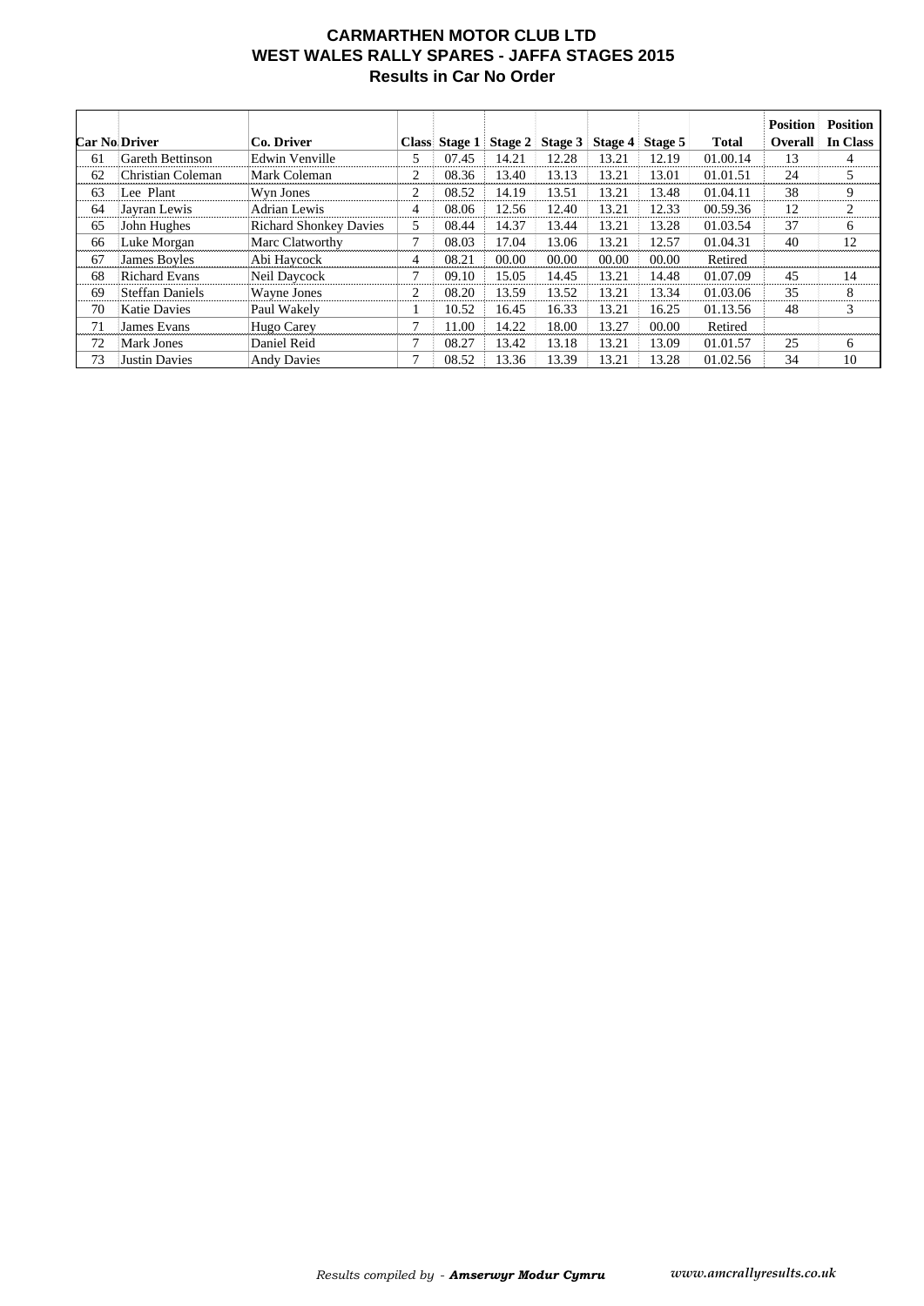# CARMARTHEN MOTOR CLUB LTD
## WEST WALES RALLY SPARES - JAFFA STAGES 2015
### Results in Car No Order

| Car No | Driver | Co. Driver | Class | Stage 1 | Stage 2 | Stage 3 | Stage 4 | Stage 5 | Total | Position Overall | Position In Class |
|---|---|---|---|---|---|---|---|---|---|---|---|
| 61 | Gareth Bettinson | Edwin Venville | 5 | 07.45 | 14.21 | 12.28 | 13.21 | 12.19 | 01.00.14 | 13 | 4 |
| 62 | Christian Coleman | Mark Coleman | 2 | 08.36 | 13.40 | 13.13 | 13.21 | 13.01 | 01.01.51 | 24 | 5 |
| 63 | Lee Plant | Wyn Jones | 2 | 08.52 | 14.19 | 13.51 | 13.21 | 13.48 | 01.04.11 | 38 | 9 |
| 64 | Jayran Lewis | Adrian Lewis | 4 | 08.06 | 12.56 | 12.40 | 13.21 | 12.33 | 00.59.36 | 12 | 2 |
| 65 | John Hughes | Richard Shonkey Davies | 5 | 08.44 | 14.37 | 13.44 | 13.21 | 13.28 | 01.03.54 | 37 | 6 |
| 66 | Luke Morgan | Marc Clatworthy | 7 | 08.03 | 17.04 | 13.06 | 13.21 | 12.57 | 01.04.31 | 40 | 12 |
| 67 | James Boyles | Abi Haycock | 4 | 08.21 | 00.00 | 00.00 | 00.00 | 00.00 | Retired | | |
| 68 | Richard Evans | Neil Daycock | 7 | 09.10 | 15.05 | 14.45 | 13.21 | 14.48 | 01.07.09 | 45 | 14 |
| 69 | Steffan Daniels | Wayne Jones | 2 | 08.20 | 13.59 | 13.52 | 13.21 | 13.34 | 01.03.06 | 35 | 8 |
| 70 | Katie Davies | Paul Wakely | 1 | 10.52 | 16.45 | 16.33 | 13.21 | 16.25 | 01.13.56 | 48 | 3 |
| 71 | James Evans | Hugo Carey | 7 | 11.00 | 14.22 | 18.00 | 13.27 | 00.00 | Retired | | |
| 72 | Mark Jones | Daniel Reid | 7 | 08.27 | 13.42 | 13.18 | 13.21 | 13.09 | 01.01.57 | 25 | 6 |
| 73 | Justin Davies | Andy Davies | 7 | 08.52 | 13.36 | 13.39 | 13.21 | 13.28 | 01.02.56 | 34 | 10 |

*Results compiled by - **Amserwyr Modur Cymru*** *www.amcrallyresults.co.uk*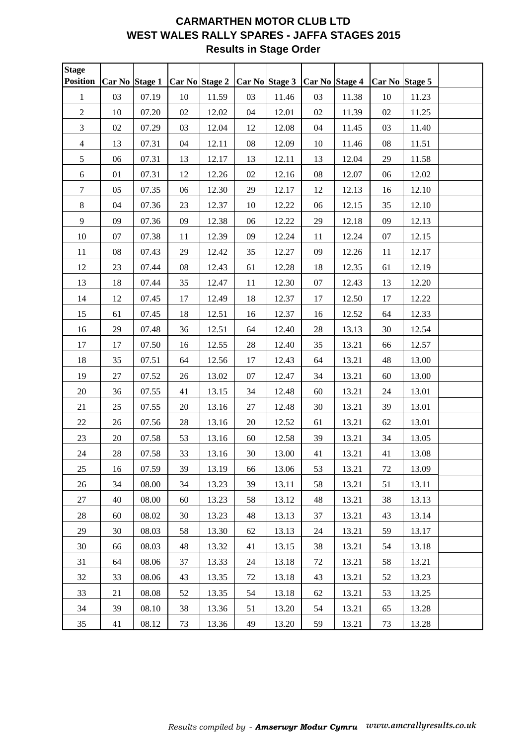# CARMARTHEN MOTOR CLUB LTD
## WEST WALES RALLY SPARES - JAFFA STAGES 2015
### Results in Stage Order

| Stage Position | Car No | Stage 1 | Car No | Stage 2 | Car No | Stage 3 | Car No | Stage 4 | Car No | Stage 5 | |
|---|---|---|---|---|---|---|---|---|---|---|---|
| 1 | 03 | 07.19 | 10 | 11.59 | 03 | 11.46 | 03 | 11.38 | 10 | 11.23 | |
| 2 | 10 | 07.20 | 02 | 12.02 | 04 | 12.01 | 02 | 11.39 | 02 | 11.25 | |
| 3 | 02 | 07.29 | 03 | 12.04 | 12 | 12.08 | 04 | 11.45 | 03 | 11.40 | |
| 4 | 13 | 07.31 | 04 | 12.11 | 08 | 12.09 | 10 | 11.46 | 08 | 11.51 | |
| 5 | 06 | 07.31 | 13 | 12.17 | 13 | 12.11 | 13 | 12.04 | 29 | 11.58 | |
| 6 | 01 | 07.31 | 12 | 12.26 | 02 | 12.16 | 08 | 12.07 | 06 | 12.02 | |
| 7 | 05 | 07.35 | 06 | 12.30 | 29 | 12.17 | 12 | 12.13 | 16 | 12.10 | |
| 8 | 04 | 07.36 | 23 | 12.37 | 10 | 12.22 | 06 | 12.15 | 35 | 12.10 | |
| 9 | 09 | 07.36 | 09 | 12.38 | 06 | 12.22 | 29 | 12.18 | 09 | 12.13 | |
| 10 | 07 | 07.38 | 11 | 12.39 | 09 | 12.24 | 11 | 12.24 | 07 | 12.15 | |
| 11 | 08 | 07.43 | 29 | 12.42 | 35 | 12.27 | 09 | 12.26 | 11 | 12.17 | |
| 12 | 23 | 07.44 | 08 | 12.43 | 61 | 12.28 | 18 | 12.35 | 61 | 12.19 | |
| 13 | 18 | 07.44 | 35 | 12.47 | 11 | 12.30 | 07 | 12.43 | 13 | 12.20 | |
| 14 | 12 | 07.45 | 17 | 12.49 | 18 | 12.37 | 17 | 12.50 | 17 | 12.22 | |
| 15 | 61 | 07.45 | 18 | 12.51 | 16 | 12.37 | 16 | 12.52 | 64 | 12.33 | |
| 16 | 29 | 07.48 | 36 | 12.51 | 64 | 12.40 | 28 | 13.13 | 30 | 12.54 | |
| 17 | 17 | 07.50 | 16 | 12.55 | 28 | 12.40 | 35 | 13.21 | 66 | 12.57 | |
| 18 | 35 | 07.51 | 64 | 12.56 | 17 | 12.43 | 64 | 13.21 | 48 | 13.00 | |
| 19 | 27 | 07.52 | 26 | 13.02 | 07 | 12.47 | 34 | 13.21 | 60 | 13.00 | |
| 20 | 36 | 07.55 | 41 | 13.15 | 34 | 12.48 | 60 | 13.21 | 24 | 13.01 | |
| 21 | 25 | 07.55 | 20 | 13.16 | 27 | 12.48 | 30 | 13.21 | 39 | 13.01 | |
| 22 | 26 | 07.56 | 28 | 13.16 | 20 | 12.52 | 61 | 13.21 | 62 | 13.01 | |
| 23 | 20 | 07.58 | 53 | 13.16 | 60 | 12.58 | 39 | 13.21 | 34 | 13.05 | |
| 24 | 28 | 07.58 | 33 | 13.16 | 30 | 13.00 | 41 | 13.21 | 41 | 13.08 | |
| 25 | 16 | 07.59 | 39 | 13.19 | 66 | 13.06 | 53 | 13.21 | 72 | 13.09 | |
| 26 | 34 | 08.00 | 34 | 13.23 | 39 | 13.11 | 58 | 13.21 | 51 | 13.11 | |
| 27 | 40 | 08.00 | 60 | 13.23 | 58 | 13.12 | 48 | 13.21 | 38 | 13.13 | |
| 28 | 60 | 08.02 | 30 | 13.23 | 48 | 13.13 | 37 | 13.21 | 43 | 13.14 | |
| 29 | 30 | 08.03 | 58 | 13.30 | 62 | 13.13 | 24 | 13.21 | 59 | 13.17 | |
| 30 | 66 | 08.03 | 48 | 13.32 | 41 | 13.15 | 38 | 13.21 | 54 | 13.18 | |
| 31 | 64 | 08.06 | 37 | 13.33 | 24 | 13.18 | 72 | 13.21 | 58 | 13.21 | |
| 32 | 33 | 08.06 | 43 | 13.35 | 72 | 13.18 | 43 | 13.21 | 52 | 13.23 | |
| 33 | 21 | 08.08 | 52 | 13.35 | 54 | 13.18 | 62 | 13.21 | 53 | 13.25 | |
| 34 | 39 | 08.10 | 38 | 13.36 | 51 | 13.20 | 54 | 13.21 | 65 | 13.28 | |
| 35 | 41 | 08.12 | 73 | 13.36 | 49 | 13.20 | 59 | 13.21 | 73 | 13.28 | |

*Results compiled by - **Amserwyr Modur Cymru*** *www.amcrallyresults.co.uk*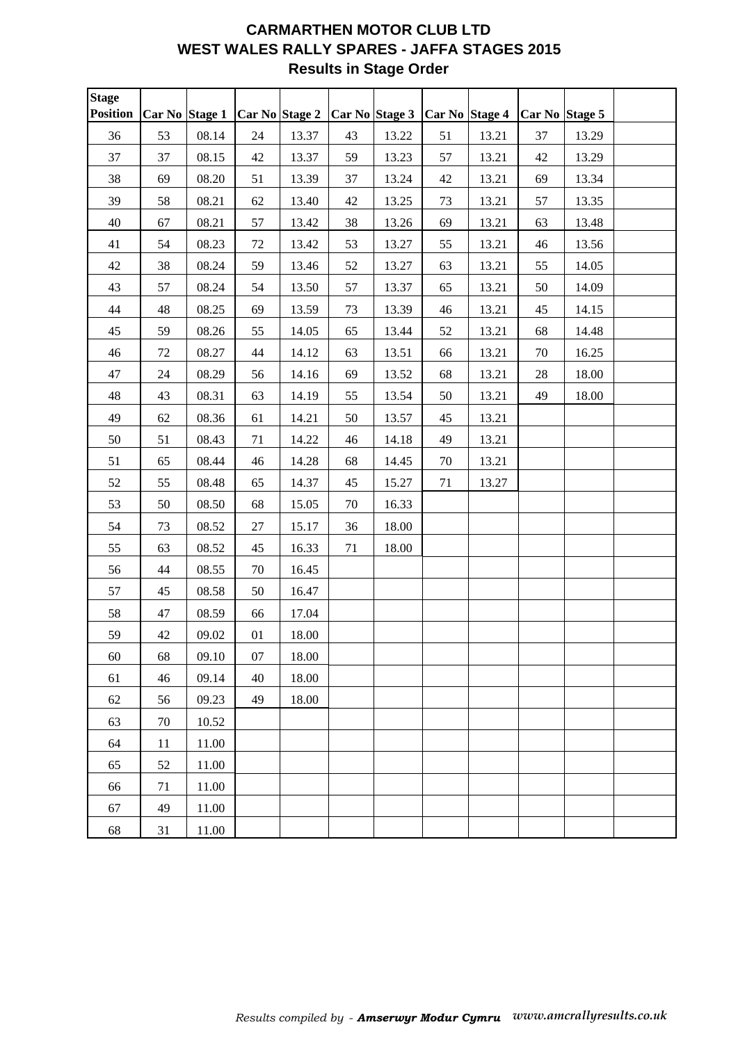# CARMARTHEN MOTOR CLUB LTD
## WEST WALES RALLY SPARES - JAFFA STAGES 2015
### Results in Stage Order

| Stage Position | Car No | Stage 1 | Car No | Stage 2 | Car No | Stage 3 | Car No | Stage 4 | Car No | Stage 5 | |
|---|---|---|---|---|---|---|---|---|---|---|---|
| 36 | 53 | 08.14 | 24 | 13.37 | 43 | 13.22 | 51 | 13.21 | 37 | 13.29 | |
| 37 | 37 | 08.15 | 42 | 13.37 | 59 | 13.23 | 57 | 13.21 | 42 | 13.29 | |
| 38 | 69 | 08.20 | 51 | 13.39 | 37 | 13.24 | 42 | 13.21 | 69 | 13.34 | |
| 39 | 58 | 08.21 | 62 | 13.40 | 42 | 13.25 | 73 | 13.21 | 57 | 13.35 | |
| 40 | 67 | 08.21 | 57 | 13.42 | 38 | 13.26 | 69 | 13.21 | 63 | 13.48 | |
| 41 | 54 | 08.23 | 72 | 13.42 | 53 | 13.27 | 55 | 13.21 | 46 | 13.56 | |
| 42 | 38 | 08.24 | 59 | 13.46 | 52 | 13.27 | 63 | 13.21 | 55 | 14.05 | |
| 43 | 57 | 08.24 | 54 | 13.50 | 57 | 13.37 | 65 | 13.21 | 50 | 14.09 | |
| 44 | 48 | 08.25 | 69 | 13.59 | 73 | 13.39 | 46 | 13.21 | 45 | 14.15 | |
| 45 | 59 | 08.26 | 55 | 14.05 | 65 | 13.44 | 52 | 13.21 | 68 | 14.48 | |
| 46 | 72 | 08.27 | 44 | 14.12 | 63 | 13.51 | 66 | 13.21 | 70 | 16.25 | |
| 47 | 24 | 08.29 | 56 | 14.16 | 69 | 13.52 | 68 | 13.21 | 28 | 18.00 | |
| 48 | 43 | 08.31 | 63 | 14.19 | 55 | 13.54 | 50 | 13.21 | 49 | 18.00 | |
| 49 | 62 | 08.36 | 61 | 14.21 | 50 | 13.57 | 45 | 13.21 | | | |
| 50 | 51 | 08.43 | 71 | 14.22 | 46 | 14.18 | 49 | 13.21 | | | |
| 51 | 65 | 08.44 | 46 | 14.28 | 68 | 14.45 | 70 | 13.21 | | | |
| 52 | 55 | 08.48 | 65 | 14.37 | 45 | 15.27 | 71 | 13.27 | | | |
| 53 | 50 | 08.50 | 68 | 15.05 | 70 | 16.33 | | | | | |
| 54 | 73 | 08.52 | 27 | 15.17 | 36 | 18.00 | | | | | |
| 55 | 63 | 08.52 | 45 | 16.33 | 71 | 18.00 | | | | | |
| 56 | 44 | 08.55 | 70 | 16.45 | | | | | | | |
| 57 | 45 | 08.58 | 50 | 16.47 | | | | | | | |
| 58 | 47 | 08.59 | 66 | 17.04 | | | | | | | |
| 59 | 42 | 09.02 | 01 | 18.00 | | | | | | | |
| 60 | 68 | 09.10 | 07 | 18.00 | | | | | | | |
| 61 | 46 | 09.14 | 40 | 18.00 | | | | | | | |
| 62 | 56 | 09.23 | 49 | 18.00 | | | | | | | |
| 63 | 70 | 10.52 | | | | | | | | | |
| 64 | 11 | 11.00 | | | | | | | | | |
| 65 | 52 | 11.00 | | | | | | | | | |
| 66 | 71 | 11.00 | | | | | | | | | |
| 67 | 49 | 11.00 | | | | | | | | | |
| 68 | 31 | 11.00 | | | | | | | | | |

*Results compiled by - **Amserwyr Modur Cymru** www.amcrallyresults.co.uk*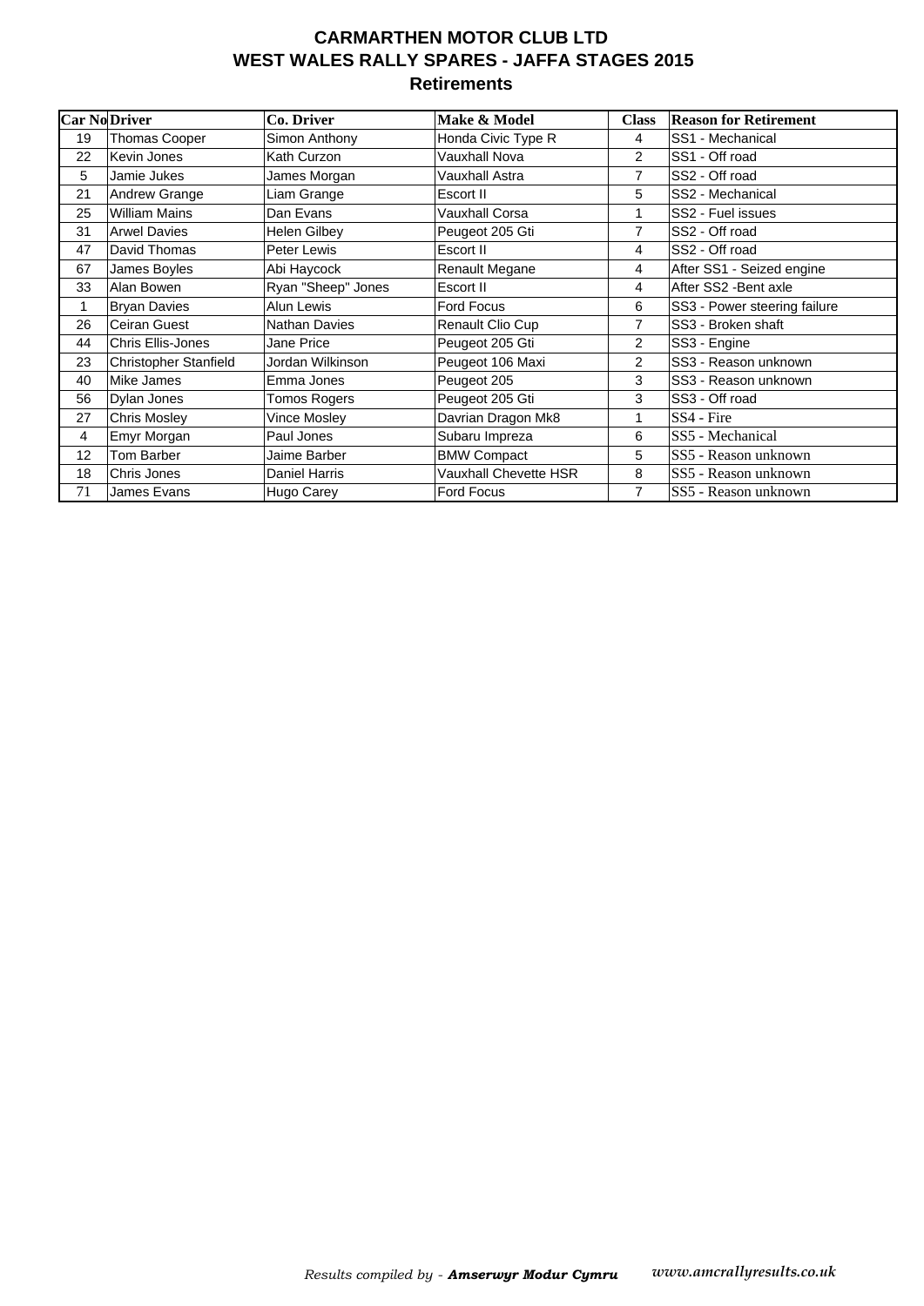# CARMARTHEN MOTOR CLUB LTD
# WEST WALES RALLY SPARES - JAFFA STAGES 2015
## Retirements

| Car No | Driver | Co. Driver | Make & Model | Class | Reason for Retirement |
|---|---|---|---|---|---|
| 19 | Thomas Cooper | Simon Anthony | Honda Civic Type R | 4 | SS1 - Mechanical |
| 22 | Kevin Jones | Kath Curzon | Vauxhall Nova | 2 | SS1 - Off road |
| 5 | Jamie Jukes | James Morgan | Vauxhall Astra | 7 | SS2 - Off road |
| 21 | Andrew Grange | Liam Grange | Escort II | 5 | SS2 - Mechanical |
| 25 | William Mains | Dan Evans | Vauxhall Corsa | 1 | SS2 - Fuel issues |
| 31 | Arwel Davies | Helen Gilbey | Peugeot 205 Gti | 7 | SS2 - Off road |
| 47 | David Thomas | Peter Lewis | Escort II | 4 | SS2 - Off road |
| 67 | James Boyles | Abi Haycock | Renault Megane | 4 | After SS1 - Seized engine |
| 33 | Alan Bowen | Ryan "Sheep" Jones | Escort II | 4 | After SS2 -Bent axle |
| 1 | Bryan Davies | Alun Lewis | Ford Focus | 6 | SS3 - Power steering failure |
| 26 | Ceiran Guest | Nathan Davies | Renault Clio Cup | 7 | SS3 - Broken shaft |
| 44 | Chris Ellis-Jones | Jane Price | Peugeot 205 Gti | 2 | SS3 - Engine |
| 23 | Christopher Stanfield | Jordan Wilkinson | Peugeot 106 Maxi | 2 | SS3 - Reason unknown |
| 40 | Mike James | Emma Jones | Peugeot 205 | 3 | SS3 - Reason unknown |
| 56 | Dylan Jones | Tomos Rogers | Peugeot 205 Gti | 3 | SS3 - Off road |
| 27 | Chris Mosley | Vince Mosley | Davrian Dragon Mk8 | 1 | SS4 - Fire |
| 4 | Emyr Morgan | Paul Jones | Subaru Impreza | 6 | SS5 - Mechanical |
| 12 | Tom Barber | Jaime Barber | BMW Compact | 5 | SS5 - Reason unknown |
| 18 | Chris Jones | Daniel Harris | Vauxhall Chevette HSR | 8 | SS5 - Reason unknown |
| 71 | James Evans | Hugo Carey | Ford Focus | 7 | SS5 - Reason unknown |

*Results compiled by - **Amserwyr Modur Cymru*** *www.amcrallyresults.co.uk*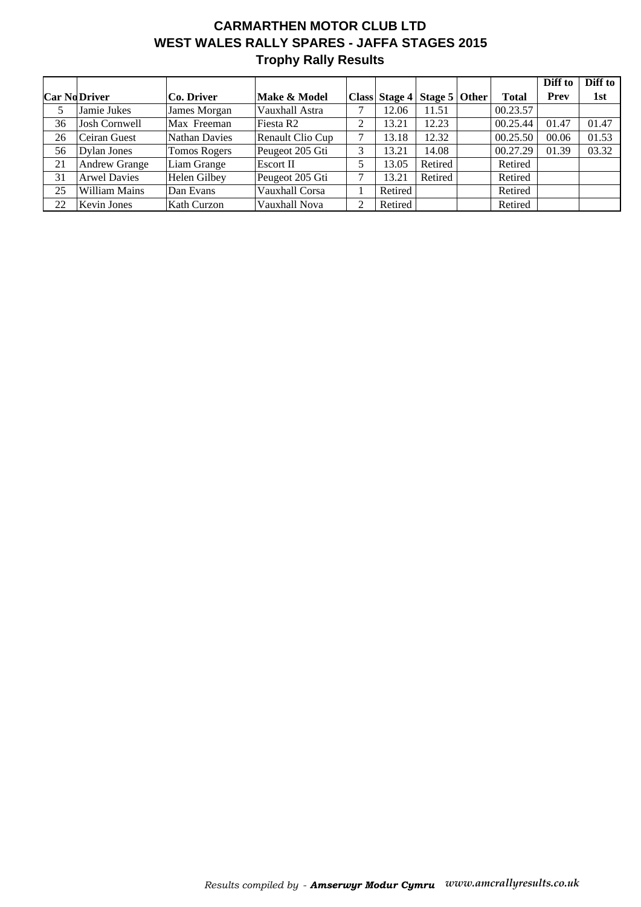# CARMARTHEN MOTOR CLUB LTD
## WEST WALES RALLY SPARES - JAFFA STAGES 2015
### Trophy Rally Results

| Car No | Driver | Co. Driver | Make & Model | Class | Stage 4 | Stage 5 | Other | Total | Diff to Prev | Diff to 1st |
|---|---|---|---|---|---|---|---|---|---|---|
| 5 | Jamie Jukes | James Morgan | Vauxhall Astra | 7 | 12.06 | 11.51 | | 00.23.57 | | |
| 36 | Josh Cornwell | Max Freeman | Fiesta R2 | 2 | 13.21 | 12.23 | | 00.25.44 | 01.47 | 01.47 |
| 26 | Ceiran Guest | Nathan Davies | Renault Clio Cup | 7 | 13.18 | 12.32 | | 00.25.50 | 00.06 | 01.53 |
| 56 | Dylan Jones | Tomos Rogers | Peugeot 205 Gti | 3 | 13.21 | 14.08 | | 00.27.29 | 01.39 | 03.32 |
| 21 | Andrew Grange | Liam Grange | Escort II | 5 | 13.05 | Retired | | Retired | | |
| 31 | Arwel Davies | Helen Gilbey | Peugeot 205 Gti | 7 | 13.21 | Retired | | Retired | | |
| 25 | William Mains | Dan Evans | Vauxhall Corsa | 1 | Retired | | | Retired | | |
| 22 | Kevin Jones | Kath Curzon | Vauxhall Nova | 2 | Retired | | | Retired | | |

*Results compiled by - **Amserwyr Modur Cymru** www.amcrallyresults.co.uk*